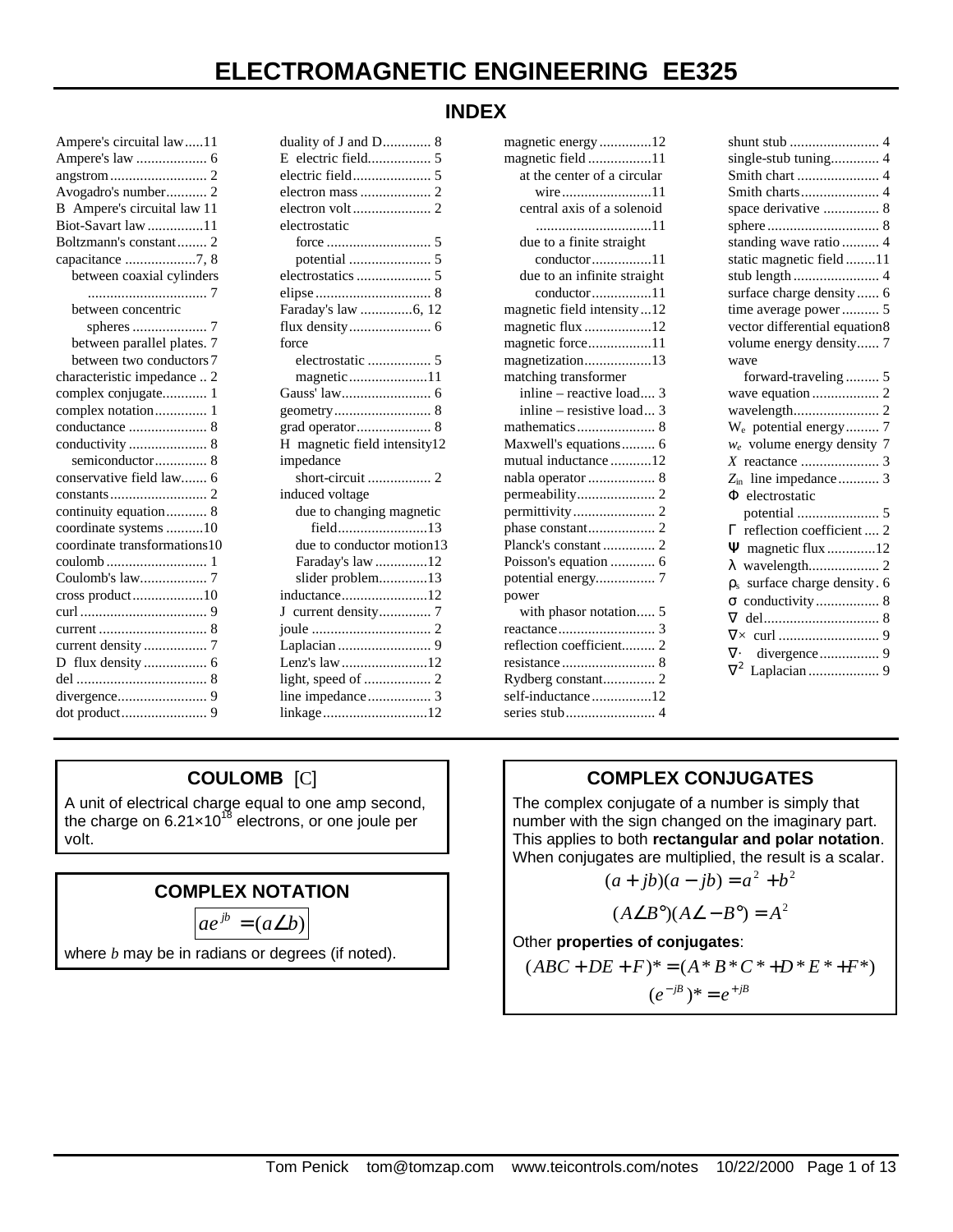# ELECTROMAGNETIC ENGINEERING EE325

## INDEX

Ampere's circuital law.....11
Ampere's law ................... 6
angstrom .......................... 2
Avogadro's number........... 2
B Ampere's circuital law 11
Biot-Savart law ...............11
Boltzmann's constant........ 2
capacitance ...................7, 8
- between coaxial cylinders ................................ 7
- between concentric spheres .................... 7
- between parallel plates. 7
- between two conductors 7

characteristic impedance .. 2
complex conjugate............ 1
complex notation.............. 1
conductance ..................... 8
conductivity ..................... 8
- semiconductor.............. 8

conservative field law....... 6
constants.......................... 2
continuity equation........... 8
coordinate systems ..........10
coordinate transformations10
coulomb ........................... 1
Coulomb's law.................. 7
cross product...................10
curl .................................. 9
current ............................. 8
current density ................. 7
D flux density ................. 6
del ................................... 8
divergence........................ 9
dot product....................... 9
duality of J and D............. 8
E electric field................. 5
electric field..................... 5
electron mass ................... 2
electron volt ..................... 2
electrostatic
- force ............................ 5
- potential ...................... 5

electrostatics .................... 5
elipse ............................... 8
Faraday's law ..............6, 12
flux density...................... 6
force
- electrostatic ................. 5
- magnetic.....................11

Gauss' law........................ 6
geometry.......................... 8
grad operator.................... 8
H magnetic field intensity12
impedance
- short-circuit ................. 2

induced voltage
- due to changing magnetic field........................13
- due to conductor motion13
- Faraday's law ..............12
- slider problem.............13

inductance.......................12
J current density.............. 7
joule ................................ 2
Laplacian ......................... 9
Lenz's law .......................12
light, speed of .................. 2
line impedance ................. 3
linkage ............................12
magnetic energy ..............12
magnetic field .................11
- at the center of a circular wire ........................11
- central axis of a solenoid ...............................11
- due to a finite straight conductor ................11
- due to an infinite straight conductor................11

magnetic field intensity...12
magnetic flux ..................12
magnetic force.................11
magnetization..................13
matching transformer
- inline – reactive load.... 3
- inline – resistive load... 3

mathematics..................... 8
Maxwell's equations......... 6
mutual inductance ...........12
nabla operator .................. 8
permeability..................... 2
permittivity ...................... 2
phase constant.................. 2
Planck's constant .............. 2
Poisson's equation ............ 6
potential energy................ 7
power
- with phasor notation..... 5

reactance.......................... 3
reflection coefficient......... 2
resistance ......................... 8
Rydberg constant.............. 2
self-inductance ................12
series stub........................ 4
shunt stub ........................ 4
single-stub tuning............. 4
Smith chart ...................... 4
Smith charts..................... 4
space derivative ............... 8
sphere .............................. 8
standing wave ratio .......... 4
static magnetic field ........11
stub length ....................... 4
surface charge density...... 6
time average power .......... 5
vector differential equation8
volume energy density...... 7
wave
- forward-traveling ......... 5

wave equation .................. 2
wavelength....................... 2
$W_e$ potential energy......... 7
$w_e$ volume energy density 7
$X$ reactance ..................... 3
$Z_{in}$ line impedance........... 3
$\Phi$ electrostatic potential ...................... 5
$\Gamma$ reflection coefficient .... 2
$\Psi$ magnetic flux .............12
$\lambda$ wavelength................... 2
$\rho_s$ surface charge density . 6
$\sigma$ conductivity ................. 8
$\nabla$ del............................... 8
$\nabla\times$ curl ........................... 9
$\nabla\cdot$ divergence................ 9
$\nabla^2$ Laplacian ................... 9

## COULOMB [C]

A unit of electrical charge equal to one amp second, the charge on $6.21\times10^{18}$ electrons, or one joule per volt.

## COMPLEX NOTATION

$$ae^{jb} = (a\angle b)$$

where $b$ may be in radians or degrees (if noted).

## COMPLEX CONJUGATES

The complex conjugate of a number is simply that number with the sign changed on the imaginary part. This applies to both **rectangular and polar notation**. When conjugates are multiplied, the result is a scalar.

$$(a + jb)(a - jb) = a^2 + b^2$$

$$(A\angle B°)(A\angle -B°) = A^2$$

Other **properties of conjugates**:

$$(ABC + DE + F)^* = (A^*B^*C^* + D^*E^* + F^*)$$

$$(e^{-jB})^* = e^{+jB}$$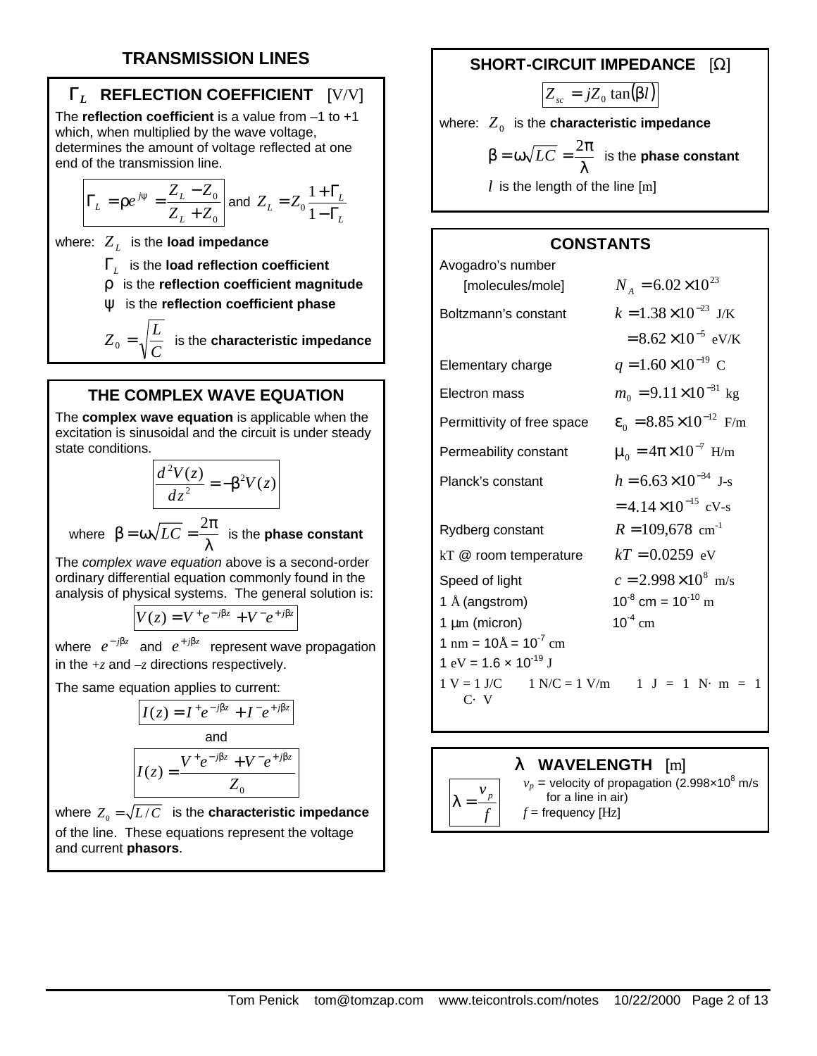# TRANSMISSION LINES

## $\Gamma_L$ REFLECTION COEFFICIENT [V/V]

The **reflection coefficient** is a value from –1 to +1 which, when multiplied by the wave voltage, determines the amount of voltage reflected at one end of the transmission line.

$$\Gamma_L = \rho e^{j\psi} = \frac{Z_L - Z_0}{Z_L + Z_0} \text{ and } Z_L = Z_0 \frac{1+\Gamma_L}{1-\Gamma_L}$$

where: $Z_L$ is the **load impedance**

$\Gamma_L$ is the **load reflection coefficient**

$\rho$ is the **reflection coefficient magnitude**

$\psi$ is the **reflection coefficient phase**

$Z_0 = \sqrt{\frac{L}{C}}$ is the **characteristic impedance**

## THE COMPLEX WAVE EQUATION

The **complex wave equation** is applicable when the excitation is sinusoidal and the circuit is under steady state conditions.

$$\frac{d^2V(z)}{dz^2} = -\beta^2 V(z)$$

where $\beta = \omega\sqrt{LC} = \frac{2\pi}{\lambda}$ is the **phase constant**

The *complex wave equation* above is a second-order ordinary differential equation commonly found in the analysis of physical systems. The general solution is:

$$V(z) = V^+ e^{-j\beta z} + V^- e^{+j\beta z}$$

where $e^{-j\beta z}$ and $e^{+j\beta z}$ represent wave propagation in the $+z$ and $-z$ directions respectively.

The same equation applies to current:

$$I(z) = I^+ e^{-j\beta z} + I^- e^{+j\beta z}$$

and

$$I(z) = \frac{V^+ e^{-j\beta z} + V^- e^{+j\beta z}}{Z_0}$$

where $Z_0 = \sqrt{L/C}$ is the **characteristic impedance** of the line. These equations represent the voltage and current **phasors**.

## SHORT-CIRCUIT IMPEDANCE [Ω]

$$Z_{sc} = jZ_0 \tan(\beta l)$$

where: $Z_0$ is the **characteristic impedance**

$\beta = \omega\sqrt{LC} = \frac{2\pi}{\lambda}$ is the **phase constant**

$l$ is the length of the line [m]

## CONSTANTS

| | |
|---|---|
| Avogadro's number [molecules/mole] | $N_A = 6.02 \times 10^{23}$ |
| Boltzmann's constant | $k = 1.38 \times 10^{-23}$ J/K |
| | $= 8.62 \times 10^{-5}$ eV/K |
| Elementary charge | $q = 1.60 \times 10^{-19}$ C |
| Electron mass | $m_0 = 9.11 \times 10^{-31}$ kg |
| Permittivity of free space | $\varepsilon_0 = 8.85 \times 10^{-12}$ F/m |
| Permeability constant | $\mu_0 = 4\pi \times 10^{-7}$ H/m |
| Planck's constant | $h = 6.63 \times 10^{-34}$ J-s |
| | $= 4.14 \times 10^{-15}$ cV-s |
| Rydberg constant | $R = 109{,}678$ cm$^{-1}$ |
| kT @ room temperature | $kT = 0.0259$ eV |
| Speed of light | $c = 2.998 \times 10^8$ m/s |
| 1 Å (angstrom) | $10^{-8}$ cm = $10^{-10}$ m |
| 1 μm (micron) | $10^{-4}$ cm |

1 nm = 10Å = $10^{-7}$ cm

1 eV = 1.6 × $10^{-19}$ J

1 V = 1 J/C    1 N/C = 1 V/m    1 J = 1 N·m = 1 C·V

## $\lambda$ WAVELENGTH [m]

$$\lambda = \frac{v_p}{f}$$

$v_p$ = velocity of propagation ($2.998 \times 10^8$ m/s for a line in air)

$f$ = frequency [Hz]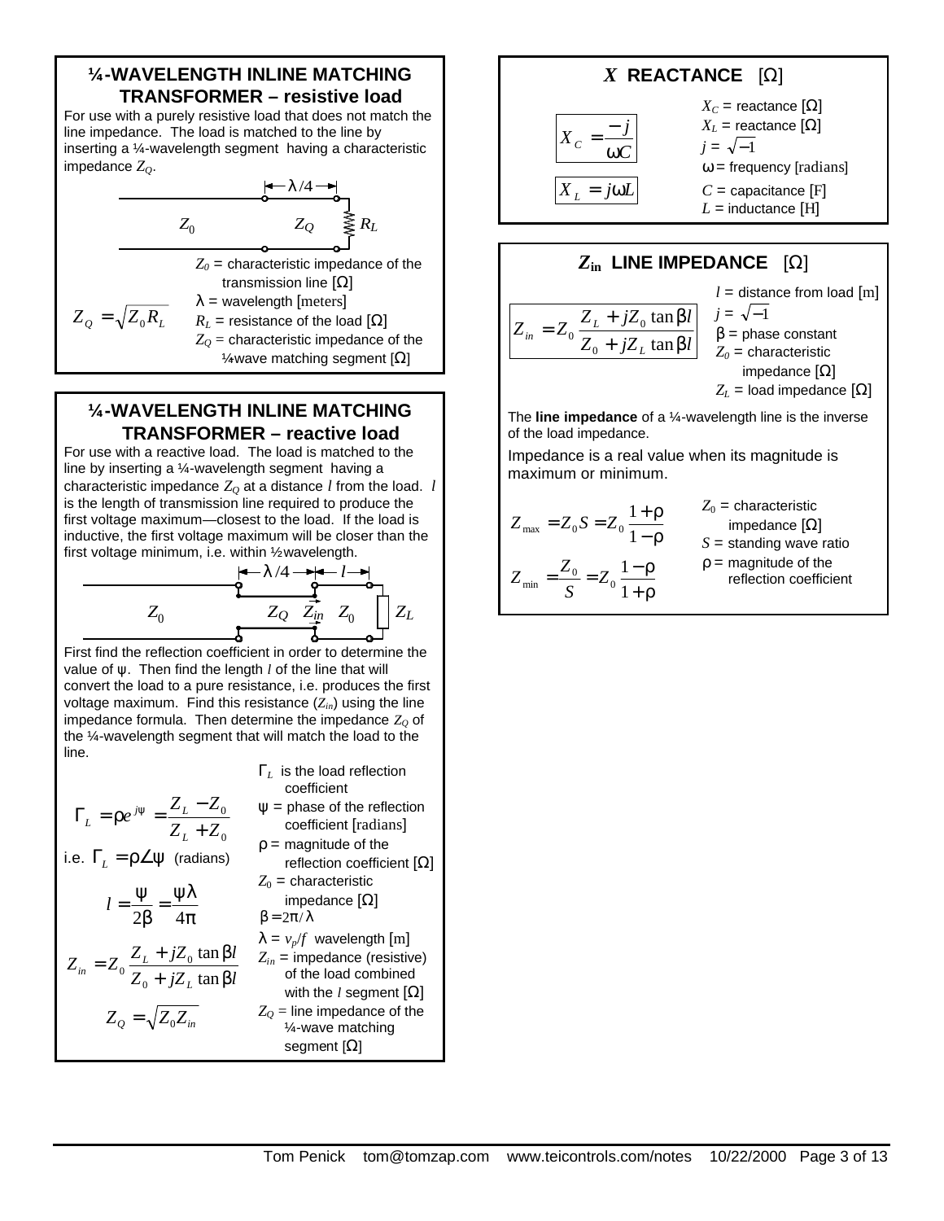## ¼-WAVELENGTH INLINE MATCHING TRANSFORMER – resistive load

For use with a purely resistive load that does not match the line impedance. The load is matched to the line by inserting a ¼-wavelength segment having a characteristic impedance $Z_Q$.

$$Z_Q = \sqrt{Z_0 R_L}$$

$Z_0$ = characteristic impedance of the transmission line [Ω]
$\lambda$ = wavelength [meters]
$R_L$ = resistance of the load [Ω]
$Z_Q$ = characteristic impedance of the ¼wave matching segment [Ω]

## ¼-WAVELENGTH INLINE MATCHING TRANSFORMER – reactive load

For use with a reactive load. The load is matched to the line by inserting a ¼-wavelength segment having a characteristic impedance $Z_Q$ at a distance $l$ from the load. $l$ is the length of transmission line required to produce the first voltage maximum—closest to the load. If the load is inductive, the first voltage maximum will be closer than the first voltage minimum, i.e. within ½wavelength.

First find the reflection coefficient in order to determine the value of ψ. Then find the length $l$ of the line that will convert the load to a pure resistance, i.e. produces the first voltage maximum. Find this resistance ($Z_{in}$) using the line impedance formula. Then determine the impedance $Z_Q$ of the ¼-wavelength segment that will match the load to the line.

$$\Gamma_L = \rho e^{j\psi} = \frac{Z_L - Z_0}{Z_L + Z_0}$$

i.e. $\Gamma_L = \rho\angle\psi$ (radians)

$$l = \frac{\psi}{2\beta} = \frac{\psi\lambda}{4\pi}$$

$$Z_{in} = Z_0 \frac{Z_L + jZ_0 \tan\beta l}{Z_0 + jZ_L \tan\beta l}$$

$$Z_Q = \sqrt{Z_0 Z_{in}}$$

$\Gamma_L$ is the load reflection coefficient
$\psi$ = phase of the reflection coefficient [radians]
$\rho$ = magnitude of the reflection coefficient [Ω]
$Z_0$ = characteristic impedance [Ω]
$\beta = 2\pi/\lambda$
$\lambda = v_p/f$ wavelength [m]
$Z_{in}$ = impedance (resistive) of the load combined with the $l$ segment [Ω]
$Z_Q$ = line impedance of the ¼-wave matching segment [Ω]

## *X* REACTANCE [Ω]

$$X_C = \frac{-j}{\omega C}$$

$$X_L = j\omega L$$

$X_C$ = reactance [Ω]
$X_L$ = reactance [Ω]
$j = \sqrt{-1}$
$\omega$ = frequency [radians]
$C$ = capacitance [F]
$L$ = inductance [H]

## $Z_{in}$ LINE IMPEDANCE [Ω]

$$Z_{in} = Z_0 \frac{Z_L + jZ_0 \tan\beta l}{Z_0 + jZ_L \tan\beta l}$$

$l$ = distance from load [m]
$j = \sqrt{-1}$
$\beta$ = phase constant
$Z_0$ = characteristic impedance [Ω]
$Z_L$ = load impedance [Ω]

The **line impedance** of a ¼-wavelength line is the inverse of the load impedance.

Impedance is a real value when its magnitude is maximum or minimum.

$$Z_{max} = Z_0 S = Z_0 \frac{1+\rho}{1-\rho}$$

$$Z_{min} = \frac{Z_0}{S} = Z_0 \frac{1-\rho}{1+\rho}$$

$Z_0$ = characteristic impedance [Ω]
$S$ = standing wave ratio
$\rho$ = magnitude of the reflection coefficient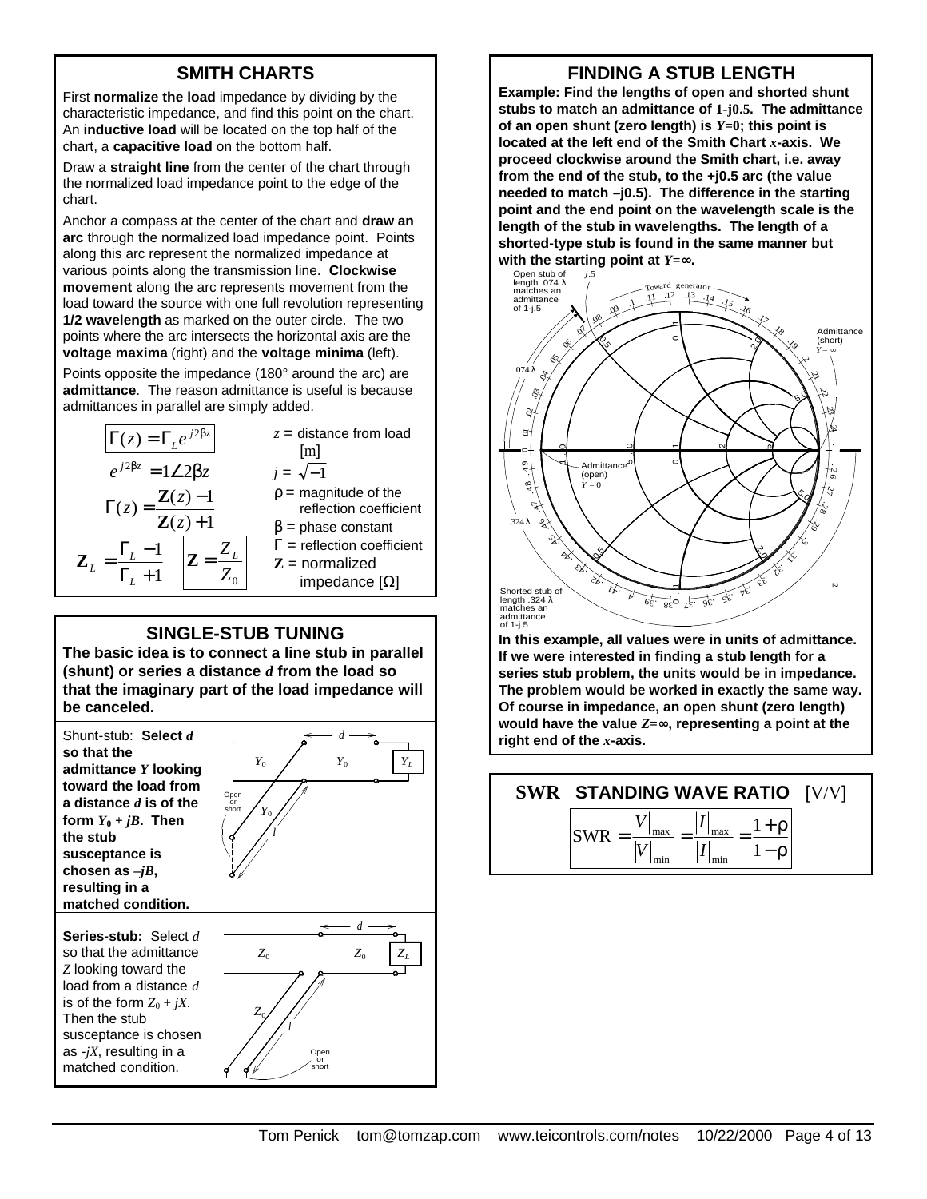## SMITH CHARTS

First **normalize the load** impedance by dividing by the characteristic impedance, and find this point on the chart. An **inductive load** will be located on the top half of the chart, a **capacitive load** on the bottom half.

Draw a **straight line** from the center of the chart through the normalized load impedance point to the edge of the chart.

Anchor a compass at the center of the chart and **draw an arc** through the normalized load impedance point. Points along this arc represent the normalized impedance at various points along the transmission line. **Clockwise movement** along the arc represents movement from the load toward the source with one full revolution representing **1/2 wavelength** as marked on the outer circle. The two points where the arc intersects the horizontal axis are the **voltage maxima** (right) and the **voltage minima** (left).

Points opposite the impedance (180° around the arc) are **admittance**. The reason admittance is useful is because admittances in parallel are simply added.

$$\Gamma(z) = \Gamma_L e^{j2\beta z}$$

$$e^{j2\beta z} = 1\angle 2\beta z$$

$$\Gamma(z) = \frac{\mathbf{Z}(z) - 1}{\mathbf{Z}(z) + 1}$$

$$\mathbf{Z}_L = \frac{\Gamma_L - 1}{\Gamma_L + 1} \qquad \mathbf{Z} = \frac{Z_L}{Z_0}$$

$z$ = distance from load [m]
$j = \sqrt{-1}$
$\rho$ = magnitude of the reflection coefficient
$\beta$ = phase constant
$\Gamma$ = reflection coefficient
$\mathbf{Z}$ = normalized impedance [Ω]

## SINGLE-STUB TUNING

**The basic idea is to connect a line stub in parallel (shunt) or series a distance $d$ from the load so that the imaginary part of the load impedance will be canceled.**

Shunt-stub: **Select $d$ so that the admittance $Y$ looking toward the load from a distance $d$ is of the form $Y_0 + jB$. Then the stub susceptance is chosen as $-jB$, resulting in a matched condition.**

**Series-stub:** Select $d$ so that the admittance $Z$ looking toward the load from a distance $d$ is of the form $Z_0 + jX$. Then the stub susceptance is chosen as $-jX$, resulting in a matched condition.

## FINDING A STUB LENGTH

**Example: Find the lengths of open and shorted shunt stubs to match an admittance of 1-j0.5. The admittance of an open shunt (zero length) is $Y$=0; this point is located at the left end of the Smith Chart $x$-axis. We proceed clockwise around the Smith chart, i.e. away from the end of the stub, to the +j0.5 arc (the value needed to match –j0.5). The difference in the starting point and the end point on the wavelength scale is the length of the stub in wavelengths. The length of a shorted-type stub is found in the same manner but with the starting point at $Y$=∞.**

Open stub of length .074 λ matches an admittance of 1-j.5

Shorted stub of length .324 λ matches an admittance of 1-j.5

**In this example, all values were in units of admittance. If we were interested in finding a stub length for a series stub problem, the units would be in impedance. The problem would be worked in exactly the same way. Of course in impedance, an open shunt (zero length) would have the value $Z$=∞, representing a point at the right end of the $x$-axis.**

## SWR STANDING WAVE RATIO [V/V]

$$\text{SWR} = \frac{|V|_{\max}}{|V|_{\min}} = \frac{|I|_{\max}}{|I|_{\min}} = \frac{1+\rho}{1-\rho}$$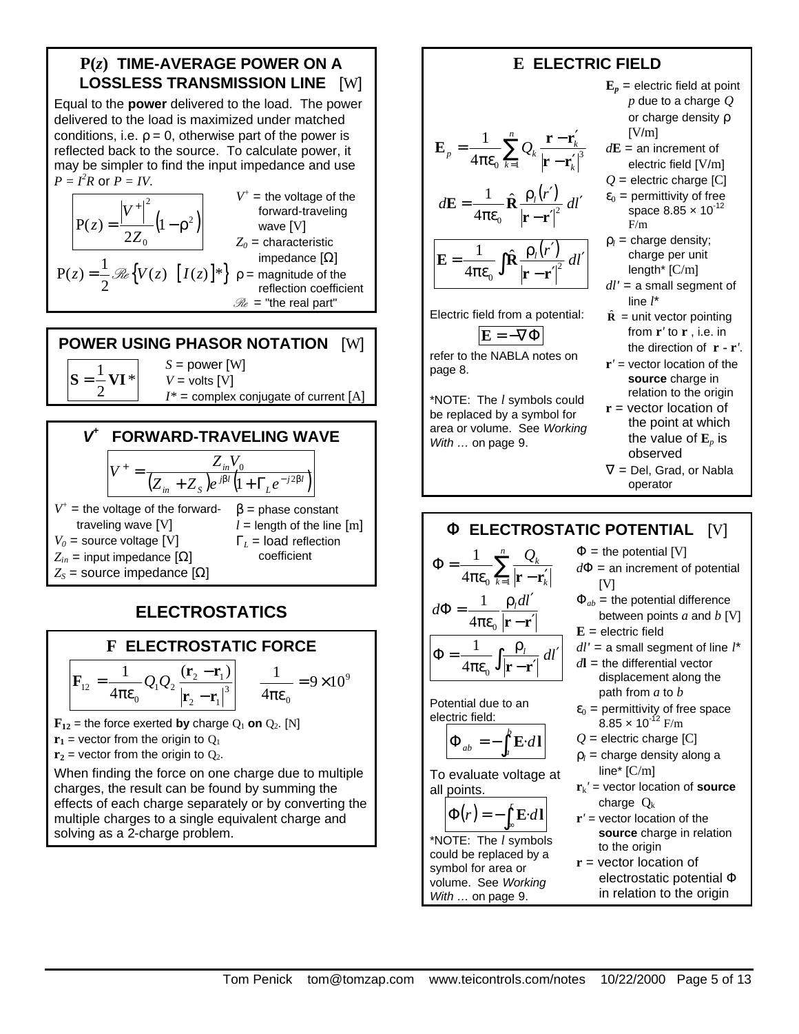## P(*z*) TIME-AVERAGE POWER ON A LOSSLESS TRANSMISSION LINE [W]

Equal to the **power** delivered to the load. The power delivered to the load is maximized under matched conditions, i.e. $\rho = 0$, otherwise part of the power is reflected back to the source. To calculate power, it may be simpler to find the input impedance and use $P = I^2R$ or $P = IV$.

$$\mathrm{P}(z) = \frac{\left|V^+\right|^2}{2Z_0}\left(1 - \rho^2\right)$$

$$\mathrm{P}(z) = \frac{1}{2}\mathscr{Re}\left\{V(z)\ \left[I(z)\right]^*\right\}$$

$V^+$ = the voltage of the forward-traveling wave [V]
$Z_0$ = characteristic impedance [Ω]
$\rho$ = magnitude of the reflection coefficient
$\mathscr{Re}$ = "the real part"

## POWER USING PHASOR NOTATION [W]

$$\mathbf{S} = \frac{1}{2}\mathbf{VI}^*$$

$S$ = power [W]
$V$ = volts [V]
$I^*$ = complex conjugate of current [A]

## $V^+$ FORWARD-TRAVELING WAVE

$$V^+ = \frac{Z_{in}V_0}{\left(Z_{in} + Z_S\right)e^{j\beta l}\left(1 + \Gamma_L e^{-j2\beta l}\right)}$$

$V^+$ = the voltage of the forward-traveling wave [V]
$V_0$ = source voltage [V]
$Z_{in}$ = input impedance [Ω]
$Z_S$ = source impedance [Ω]
$\beta$ = phase constant
$l$ = length of the line [m]
$\Gamma_L$ = load reflection coefficient

# ELECTROSTATICS

## F ELECTROSTATIC FORCE

$$\mathbf{F}_{12} = \frac{1}{4\pi\varepsilon_0}Q_1Q_2\frac{(\mathbf{r}_2 - \mathbf{r}_1)}{\left|\mathbf{r}_2 - \mathbf{r}_1\right|^3} \qquad \frac{1}{4\pi\varepsilon_0} = 9\times10^9$$

$\mathbf{F}_{12}$ = the force exerted **by** charge $Q_1$ **on** $Q_2$. [N]
$\mathbf{r}_1$ = vector from the origin to $Q_1$
$\mathbf{r}_2$ = vector from the origin to $Q_2$.

When finding the force on one charge due to multiple charges, the result can be found by summing the effects of each charge separately or by converting the multiple charges to a single equivalent charge and solving as a 2-charge problem.

## E ELECTRIC FIELD

$$\mathbf{E}_p = \frac{1}{4\pi\varepsilon_0}\sum_{k=1}^{n} Q_k \frac{\mathbf{r} - \mathbf{r}_k'}{\left|\mathbf{r} - \mathbf{r}_k'\right|^3}$$

$$d\mathbf{E} = \frac{1}{4\pi\varepsilon_0}\hat{\mathbf{R}}\frac{\rho_l(r')}{\left|\mathbf{r} - \mathbf{r}'\right|^2}dl'$$

$$\mathbf{E} = \frac{1}{4\pi\varepsilon_0}\int \hat{\mathbf{R}}\frac{\rho_l(r')}{\left|\mathbf{r} - \mathbf{r}'\right|^2}dl'$$

Electric field from a potential:

$$\mathbf{E} = -\nabla\Phi$$

refer to the NABLA notes on page 8.

*NOTE: The $l$ symbols could be replaced by a symbol for area or volume. See *Working With …* on page 9.

$\mathbf{E}_p$ = electric field at point $p$ due to a charge $Q$ or charge density $\rho$ [V/m]
$d\mathbf{E}$ = an increment of electric field [V/m]
$Q$ = electric charge [C]
$\varepsilon_0$ = permittivity of free space $8.85 \times 10^{-12}$ F/m
$\rho_l$ = charge density; charge per unit length* [C/m]
$dl'$ = a small segment of line $l$*
$\hat{\mathbf{R}}$ = unit vector pointing from $\mathbf{r}'$ to $\mathbf{r}$, i.e. in the direction of $\mathbf{r} - \mathbf{r}'$.
$\mathbf{r}'$ = vector location of the **source** charge in relation to the origin
$\mathbf{r}$ = vector location of the point at which the value of $\mathbf{E}_p$ is observed
$\nabla$ = Del, Grad, or Nabla operator

## Φ ELECTROSTATIC POTENTIAL [V]

$$\Phi = \frac{1}{4\pi\varepsilon_0}\sum_{k=1}^{n}\frac{Q_k}{\left|\mathbf{r} - \mathbf{r}_k'\right|}$$

$$d\Phi = \frac{1}{4\pi\varepsilon_0}\frac{\rho_l dl'}{\left|\mathbf{r} - \mathbf{r}'\right|}$$

$$\Phi = \frac{1}{4\pi\varepsilon_0}\int\frac{\rho_l}{\left|\mathbf{r} - \mathbf{r}'\right|}dl'$$

Potential due to an electric field:

$$\Phi_{ab} = -\int_a^b \mathbf{E}\cdot d\mathbf{l}$$

To evaluate voltage at all points.

$$\Phi(r) = -\int_\infty^r \mathbf{E}\cdot d\mathbf{l}$$

*NOTE: The $l$ symbols could be replaced by a symbol for area or volume. See *Working With …* on page 9.

$\Phi$ = the potential [V]
$d\Phi$ = an increment of potential [V]
$\Phi_{ab}$ = the potential difference between points $a$ and $b$ [V]
$\mathbf{E}$ = electric field
$dl'$ = a small segment of line $l$*
$d\mathbf{l}$ = the differential vector displacement along the path from $a$ to $b$
$\varepsilon_0$ = permittivity of free space $8.85 \times 10^{-12}$ F/m
$Q$ = electric charge [C]
$\rho_l$ = charge density along a line* [C/m]
$\mathbf{r}_k'$ = vector location of **source** charge $Q_k$
$\mathbf{r}'$ = vector location of the **source** charge in relation to the origin
$\mathbf{r}$ = vector location of electrostatic potential $\Phi$ in relation to the origin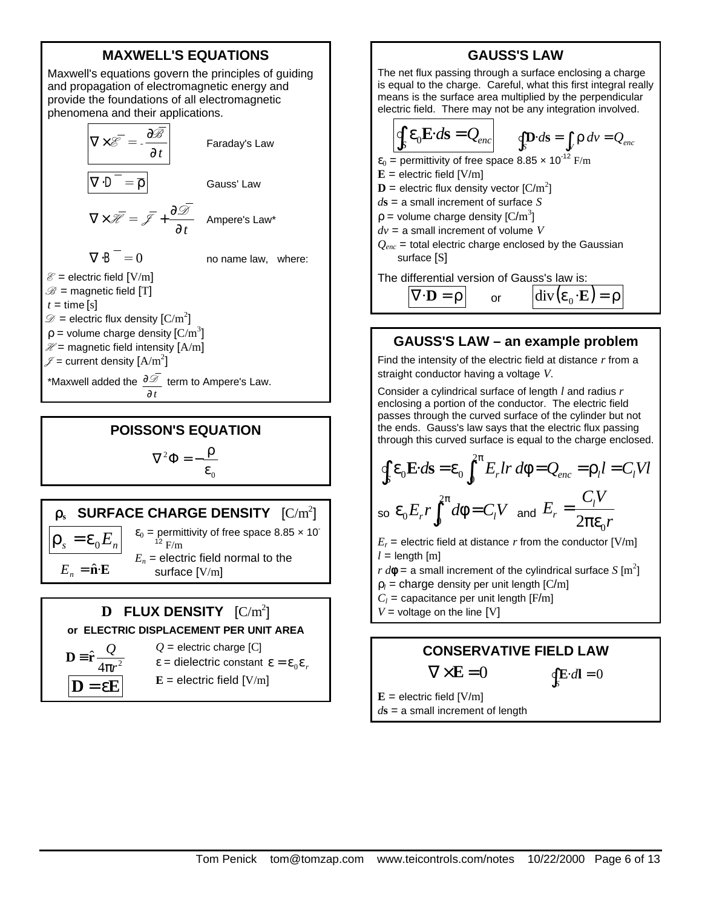## MAXWELL'S EQUATIONS

Maxwell's equations govern the principles of guiding and propagation of electromagnetic energy and provide the foundations of all electromagnetic phenomena and their applications.

$$\nabla \times \overline{\mathscr{E}} = -\frac{\partial \overline{\mathscr{B}}}{\partial t} \qquad \text{Faraday's Law}$$

$$\nabla \cdot \overline{\mathscr{D}} = \overline{\rho} \qquad \text{Gauss' Law}$$

$$\nabla \times \overline{\mathscr{H}} = \overline{\mathscr{J}} + \frac{\partial \overline{\mathscr{D}}}{\partial t} \qquad \text{Ampere's Law*}$$

$$\nabla \cdot \overline{\mathscr{B}} = 0 \qquad \text{no name law, where:}$$

$\mathscr{E}$ = electric field [V/m]
$\mathscr{B}$ = magnetic field [T]
$t$ = time [s]
$\mathscr{D}$ = electric flux density [C/m$^2$]
$\rho$ = volume charge density [C/m$^3$]
$\mathscr{H}$ = magnetic field intensity [A/m]
$\mathscr{J}$ = current density [A/m$^2$]

*Maxwell added the $\frac{\partial \mathscr{D}}{\partial t}$ term to Ampere's Law.

## POISSON'S EQUATION

$$\nabla^2 \Phi = -\frac{\rho}{\varepsilon_0}$$

## $\rho_s$ SURFACE CHARGE DENSITY [C/m$^2$]

$$\rho_s = \varepsilon_0 E_n$$

$$E_n = \hat{\mathbf{n}} \cdot \mathbf{E}$$

$\varepsilon_0$ = permittivity of free space $8.85 \times 10^{-12}$ F/m
$E_n$ = electric field normal to the surface [V/m]

## D FLUX DENSITY [C/m$^2$]

**or ELECTRIC DISPLACEMENT PER UNIT AREA**

$$\mathbf{D} \equiv \hat{\mathbf{r}} \frac{Q}{4\pi r^2}$$

$$\mathbf{D} = \varepsilon \mathbf{E}$$

$Q$ = electric charge [C]
$\varepsilon$ = dielectric constant $\varepsilon = \varepsilon_0 \varepsilon_r$
$\mathbf{E}$ = electric field [V/m]

## GAUSS'S LAW

The net flux passing through a surface enclosing a charge is equal to the charge. Careful, what this first integral really means is the surface area multiplied by the perpendicular electric field. There may not be any integration involved.

$$\oint_S \varepsilon_0 \mathbf{E} \cdot d\mathbf{s} = Q_{enc} \qquad \oint_S \mathbf{D} \cdot d\mathbf{s} = \int_V \rho \, dv = Q_{enc}$$

$\varepsilon_0$ = permittivity of free space $8.85 \times 10^{-12}$ F/m
$\mathbf{E}$ = electric field [V/m]
$\mathbf{D}$ = electric flux density vector [C/m$^2$]
$d\mathbf{s}$ = a small increment of surface $S$
$\rho$ = volume charge density [C/m$^3$]
$dv$ = a small increment of volume $V$
$Q_{enc}$ = total electric charge enclosed by the Gaussian surface [S]

The differential version of Gauss's law is:

$$\nabla \cdot \mathbf{D} = \rho \qquad \text{or} \qquad \operatorname{div}(\varepsilon_0 \cdot \mathbf{E}) = \rho$$

## GAUSS'S LAW – an example problem

Find the intensity of the electric field at distance $r$ from a straight conductor having a voltage $V$.

Consider a cylindrical surface of length $l$ and radius $r$ enclosing a portion of the conductor. The electric field passes through the curved surface of the cylinder but not the ends. Gauss's law says that the electric flux passing through this curved surface is equal to the charge enclosed.

$$\oint_S \varepsilon_0 \mathbf{E} \cdot d\mathbf{s} = \varepsilon_0 \int_0^{2\pi} E_r l r \, d\phi = Q_{enc} = \rho_l l = C_l V l$$

so $\varepsilon_0 E_r r \int_0^{2\pi} d\phi = C_l V$ and $E_r = \dfrac{C_l V}{2\pi \varepsilon_0 r}$

$E_r$ = electric field at distance $r$ from the conductor [V/m]
$l$ = length [m]
$r\,d\phi$ = a small increment of the cylindrical surface $S$ [m$^2$]
$\rho_l$ = charge density per unit length [C/m]
$C_l$ = capacitance per unit length [F/m]
$V$ = voltage on the line [V]

## CONSERVATIVE FIELD LAW

$$\nabla \times \mathbf{E} = 0 \qquad \oint_S \mathbf{E} \cdot d\mathbf{l} = 0$$

$\mathbf{E}$ = electric field [V/m]
$d\mathbf{s}$ = a small increment of length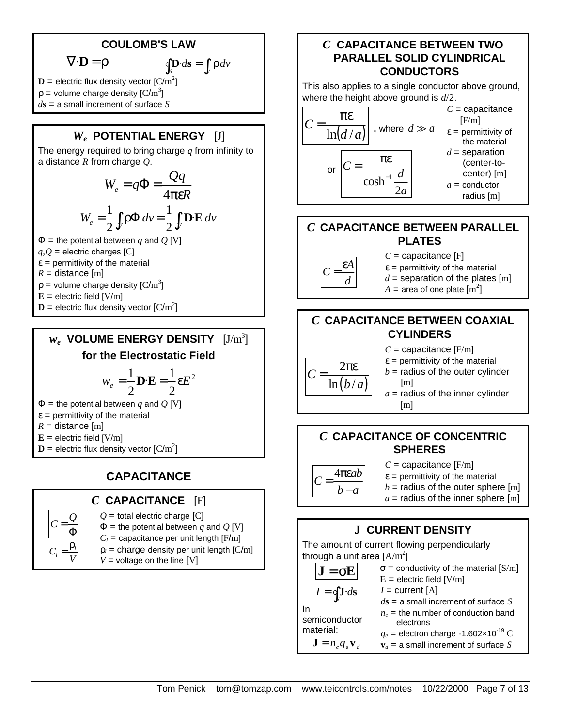## COULOMB'S LAW

$$\nabla \cdot \mathbf{D} = \rho \qquad \oint_S \mathbf{D} \cdot d\mathbf{s} = \int_V \rho \, dv$$

$\mathbf{D}$ = electric flux density vector [C/m$^2$]
$\rho$ = volume charge density [C/m$^3$]
$d\mathbf{s}$ = a small increment of surface $S$

## $W_e$ POTENTIAL ENERGY [J]

The energy required to bring charge $q$ from infinity to a distance $R$ from charge $Q$.

$$W_e = q\Phi = \frac{Qq}{4\pi\varepsilon R}$$

$$W_e = \frac{1}{2}\int_V \rho\Phi \, dv = \frac{1}{2}\int_V \mathbf{D} \cdot \mathbf{E} \, dv$$

$\Phi$ = the potential between $q$ and $Q$ [V]
$q,Q$ = electric charges [C]
$\varepsilon$ = permittivity of the material
$R$ = distance [m]
$\rho$ = volume charge density [C/m$^3$]
$\mathbf{E}$ = electric field [V/m]
$\mathbf{D}$ = electric flux density vector [C/m$^2$]

## $w_e$ VOLUME ENERGY DENSITY [J/m$^3$] for the Electrostatic Field

$$w_e = \frac{1}{2}\mathbf{D} \cdot \mathbf{E} = \frac{1}{2}\varepsilon E^2$$

$\Phi$ = the potential between $q$ and $Q$ [V]
$\varepsilon$ = permittivity of the material
$R$ = distance [m]
$\mathbf{E}$ = electric field [V/m]
$\mathbf{D}$ = electric flux density vector [C/m$^2$]

# CAPACITANCE

## $C$ CAPACITANCE [F]

$$C = \frac{Q}{\Phi}$$

$$C_l = \frac{\rho_l}{V}$$

$Q$ = total electric charge [C]
$\Phi$ = the potential between $q$ and $Q$ [V]
$C_l$ = capacitance per unit length [F/m]
$\rho_l$ = charge density per unit length [C/m]
$V$ = voltage on the line [V]

## $C$ CAPACITANCE BETWEEN TWO PARALLEL SOLID CYLINDRICAL CONDUCTORS

This also applies to a single conductor above ground, where the height above ground is $d/2$.

$$C = \frac{\pi\varepsilon}{\ln(d/a)}, \text{ where } d \gg a$$

or

$$C = \frac{\pi\varepsilon}{\cosh^{-1}\dfrac{d}{2a}}$$

$C$ = capacitance [F/m]
$\varepsilon$ = permittivity of the material
$d$ = separation (center-to-center) [m]
$a$ = conductor radius [m]

## $C$ CAPACITANCE BETWEEN PARALLEL PLATES

$$C = \frac{\varepsilon A}{d}$$

$C$ = capacitance [F]
$\varepsilon$ = permittivity of the material
$d$ = separation of the plates [m]
$A$ = area of one plate [m$^2$]

## $C$ CAPACITANCE BETWEEN COAXIAL CYLINDERS

$$C = \frac{2\pi\varepsilon}{\ln(b/a)}$$

$C$ = capacitance [F/m]
$\varepsilon$ = permittivity of the material
$b$ = radius of the outer cylinder [m]
$a$ = radius of the inner cylinder [m]

## $C$ CAPACITANCE OF CONCENTRIC SPHERES

$$C = \frac{4\pi\varepsilon ab}{b-a}$$

$C$ = capacitance [F/m]
$\varepsilon$ = permittivity of the material
$b$ = radius of the outer sphere [m]
$a$ = radius of the inner sphere [m]

## J CURRENT DENSITY

The amount of current flowing perpendicularly through a unit area [A/m$^2$]

$$\mathbf{J} = \sigma\mathbf{E}$$

$$I = \oint_S \mathbf{J} \cdot d\mathbf{s}$$

In semiconductor material:

$$\mathbf{J} = n_c q_e \mathbf{v}_d$$

$\sigma$ = conductivity of the material [S/m]
$\mathbf{E}$ = electric field [V/m]
$I$ = current [A]
$d\mathbf{s}$ = a small increment of surface $S$
$n_c$ = the number of conduction band electrons
$q_e$ = electron charge -1.602×10$^{-19}$ C
$\mathbf{v}_d$ = a small increment of surface $S$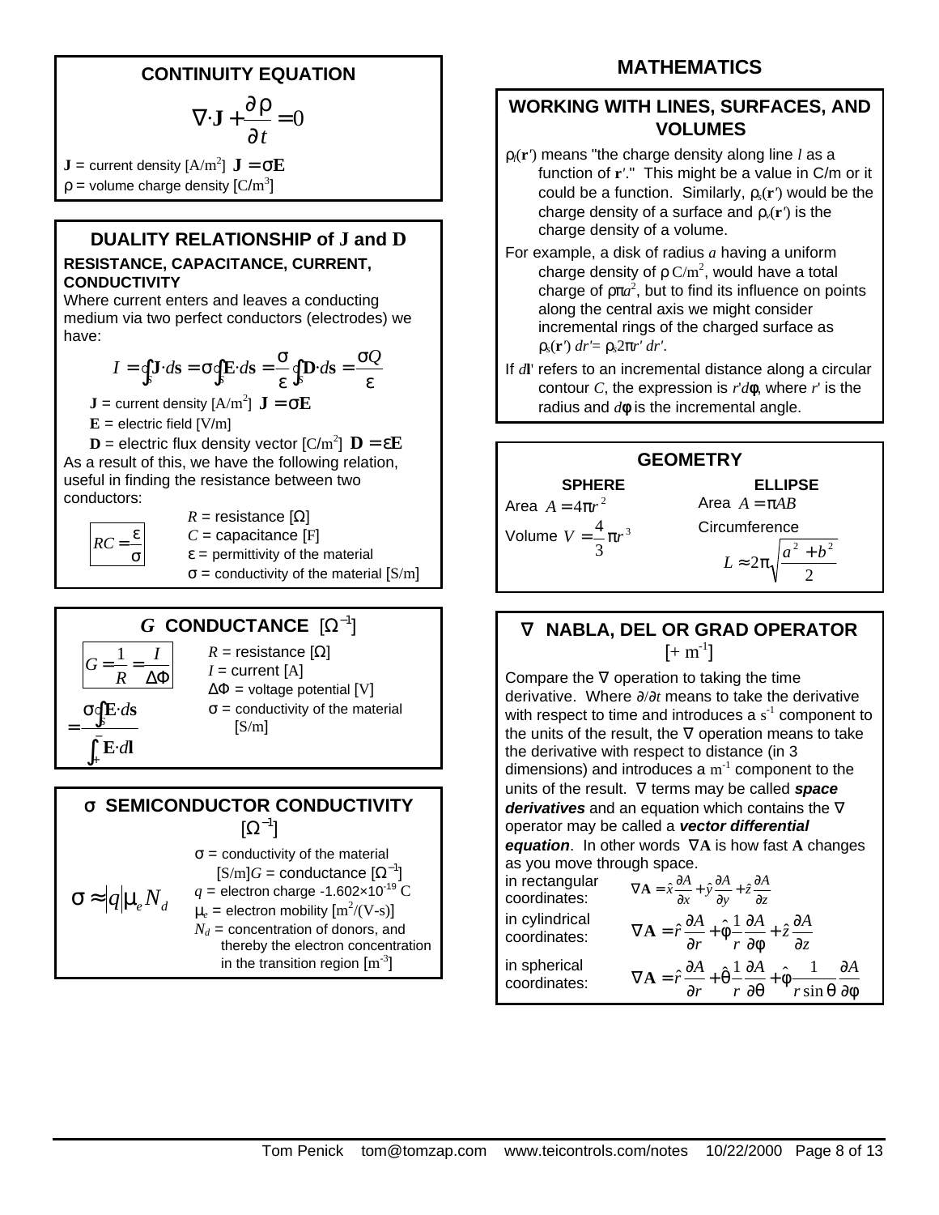## CONTINUITY EQUATION

$$\nabla \cdot \mathbf{J} + \frac{\partial \rho}{\partial t} = 0$$

$\mathbf{J}$ = current density [$\mathrm{A/m^2}$] $\mathbf{J} = \sigma \mathbf{E}$
$\rho$ = volume charge density [$\mathrm{C/m^3}$]

## DUALITY RELATIONSHIP of J and D

**RESISTANCE, CAPACITANCE, CURRENT, CONDUCTIVITY**

Where current enters and leaves a conducting medium via two perfect conductors (electrodes) we have:

$$I = \oint_S \mathbf{J} \cdot d\mathbf{s} = \sigma \oint_S \mathbf{E} \cdot d\mathbf{s} = \frac{\sigma}{\varepsilon} \oint_S \mathbf{D} \cdot d\mathbf{s} = \frac{\sigma Q}{\varepsilon}$$

$\mathbf{J}$ = current density [$\mathrm{A/m^2}$] $\mathbf{J} = \sigma \mathbf{E}$
$\mathbf{E}$ = electric field [V/m]
$\mathbf{D}$ = electric flux density vector [$\mathrm{C/m^2}$] $\mathbf{D} = \varepsilon \mathbf{E}$

As a result of this, we have the following relation, useful in finding the resistance between two conductors:

$$RC = \frac{\varepsilon}{\sigma}$$

$R$ = resistance [Ω]
$C$ = capacitance [F]
$\varepsilon$ = permittivity of the material
$\sigma$ = conductivity of the material [S/m]

## $G$ CONDUCTANCE [$\Omega^{-1}$]

$$G = \frac{1}{R} = \frac{I}{\Delta \Phi} = \frac{\sigma \oint_S \mathbf{E} \cdot d\mathbf{s}}{-\int_+^- \mathbf{E} \cdot d\mathbf{l}}$$

$R$ = resistance [Ω]
$I$ = current [A]
$\Delta \Phi$ = voltage potential [V]
$\sigma$ = conductivity of the material [S/m]

## $\sigma$ SEMICONDUCTOR CONDUCTIVITY [$\Omega^{-1}$]

$$\sigma \approx |q| \mu_e N_d$$

$\sigma$ = conductivity of the material [S/m]
$G$ = conductance [$\Omega^{-1}$]
$q$ = electron charge $-1.602 \times 10^{-19}$ C
$\mu_e$ = electron mobility [$\mathrm{m^2/(V\text{-}s)}$]
$N_d$ = concentration of donors, and thereby the electron concentration in the transition region [$\mathrm{m^{-3}}$]

# MATHEMATICS

## WORKING WITH LINES, SURFACES, AND VOLUMES

$\rho_l(\mathbf{r}')$ means "the charge density along line $l$ as a function of $\mathbf{r}'$." This might be a value in C/m or it could be a function. Similarly, $\rho_s(\mathbf{r}')$ would be the charge density of a surface and $\rho_v(\mathbf{r}')$ is the charge density of a volume.

For example, a disk of radius $a$ having a uniform charge density of $\rho$ $\mathrm{C/m^2}$, would have a total charge of $\rho\pi a^2$, but to find its influence on points along the central axis we might consider incremental rings of the charged surface as $\rho_s(\mathbf{r}')\, dr' = \rho_s 2\pi r'\, dr'$.

If $d\mathbf{l}'$ refers to an incremental distance along a circular contour $C$, the expression is $r' d\phi$, where $r'$ is the radius and $d\phi$ is the incremental angle.

## GEOMETRY

**SPHERE**

Area $A = 4\pi r^2$

Volume $V = \frac{4}{3}\pi r^3$

**ELLIPSE**

Area $A = \pi AB$

Circumference

$$L \approx 2\pi \sqrt{\frac{a^2 + b^2}{2}}$$

## $\nabla$ NABLA, DEL OR GRAD OPERATOR [+ $\mathrm{m^{-1}}$]

Compare the $\nabla$ operation to taking the time derivative. Where $\partial/\partial t$ means to take the derivative with respect to time and introduces a $\mathrm{s^{-1}}$ component to the units of the result, the $\nabla$ operation means to take the derivative with respect to distance (in 3 dimensions) and introduces a $\mathrm{m^{-1}}$ component to the units of the result. $\nabla$ terms may be called ***space derivatives*** and an equation which contains the $\nabla$ operator may be called a ***vector differential equation***. In other words $\nabla \mathbf{A}$ is how fast $\mathbf{A}$ changes as you move through space.

in rectangular coordinates:
$$\nabla \mathbf{A} = \hat{x}\frac{\partial A}{\partial x} + \hat{y}\frac{\partial A}{\partial y} + \hat{z}\frac{\partial A}{\partial z}$$

in cylindrical coordinates:
$$\nabla \mathbf{A} = \hat{r}\frac{\partial A}{\partial r} + \hat{\phi}\frac{1}{r}\frac{\partial A}{\partial \phi} + \hat{z}\frac{\partial A}{\partial z}$$

in spherical coordinates:
$$\nabla \mathbf{A} = \hat{r}\frac{\partial A}{\partial r} + \hat{\theta}\frac{1}{r}\frac{\partial A}{\partial \theta} + \hat{\phi}\frac{1}{r \sin\theta}\frac{\partial A}{\partial \phi}$$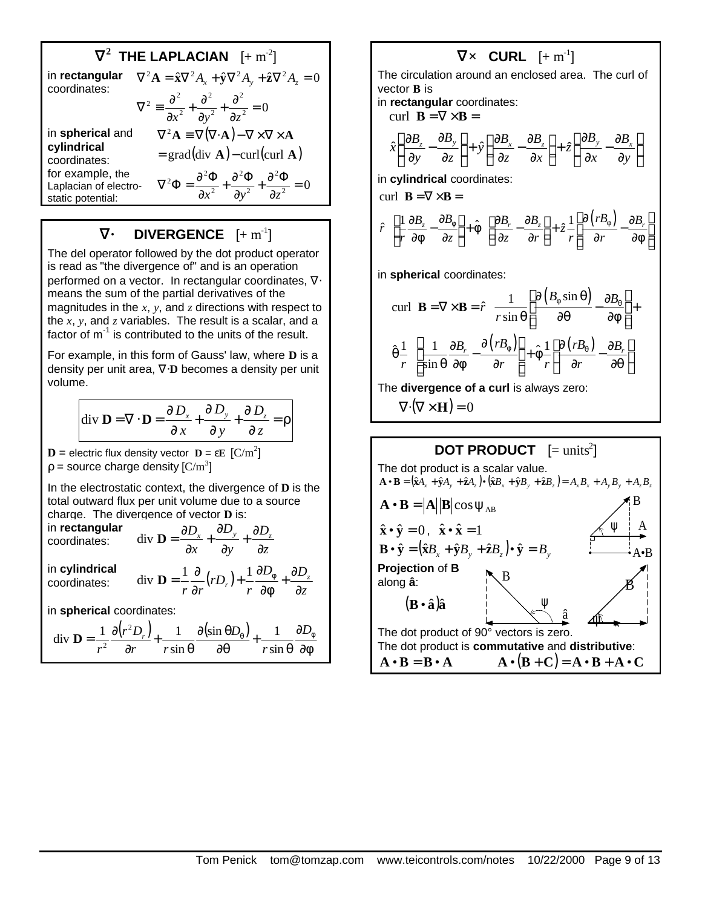## $\nabla^2$ THE LAPLACIAN [+ m$^{-2}$]

in **rectangular** coordinates:

$$\nabla^2 \mathbf{A} = \hat{\mathbf{x}}\nabla^2 A_x + \hat{\mathbf{y}}\nabla^2 A_y + \hat{\mathbf{z}}\nabla^2 A_z = 0$$

$$\nabla^2 \equiv \frac{\partial^2}{\partial x^2} + \frac{\partial^2}{\partial y^2} + \frac{\partial^2}{\partial z^2} = 0$$

in **spherical** and **cylindrical** coordinates:

$$\nabla^2 \mathbf{A} \equiv \nabla(\nabla \cdot \mathbf{A}) - \nabla \times \nabla \times \mathbf{A}$$
$$= \text{grad}(\text{div } \mathbf{A}) - \text{curl}(\text{curl } \mathbf{A})$$

for example, the Laplacian of electrostatic potential:

$$\nabla^2 \Phi = \frac{\partial^2 \Phi}{\partial x^2} + \frac{\partial^2 \Phi}{\partial y^2} + \frac{\partial^2 \Phi}{\partial z^2} = 0$$

## $\nabla\cdot$ DIVERGENCE [+ m$^{-1}$]

The del operator followed by the dot product operator is read as "the divergence of" and is an operation performed on a vector. In rectangular coordinates, $\nabla\cdot$ means the sum of the partial derivatives of the magnitudes in the $x$, $y$, and $z$ directions with respect to the $x$, $y$, and $z$ variables. The result is a scalar, and a factor of m$^{-1}$ is contributed to the units of the result.

For example, in this form of Gauss' law, where **D** is a density per unit area, $\nabla\cdot\mathbf{D}$ becomes a density per unit volume.

$$\text{div } \mathbf{D} = \nabla \cdot \mathbf{D} = \frac{\partial D_x}{\partial x} + \frac{\partial D_y}{\partial y} + \frac{\partial D_z}{\partial z} = \rho$$

**D** = electric flux density vector $\mathbf{D} = \varepsilon\mathbf{E}$ [C/m$^2$]
$\rho$ = source charge density [C/m$^3$]

In the electrostatic context, the divergence of **D** is the total outward flux per unit volume due to a source charge. The divergence of vector **D** is:

in **rectangular** coordinates:

$$\text{div } \mathbf{D} = \frac{\partial D_x}{\partial x} + \frac{\partial D_y}{\partial y} + \frac{\partial D_z}{\partial z}$$

in **cylindrical** coordinates:

$$\text{div } \mathbf{D} = \frac{1}{r}\frac{\partial}{\partial r}(rD_r) + \frac{1}{r}\frac{\partial D_\varphi}{\partial \varphi} + \frac{\partial D_z}{\partial z}$$

in **spherical** coordinates:

$$\text{div } \mathbf{D} = \frac{1}{r^2}\frac{\partial(r^2 D_r)}{\partial r} + \frac{1}{r\sin\theta}\frac{\partial(\sin\theta D_\theta)}{\partial\theta} + \frac{1}{r\sin\theta}\frac{\partial D_\varphi}{\partial\varphi}$$

## $\nabla\times$ CURL [+ m$^{-1}$]

The circulation around an enclosed area. The curl of vector **B** is

in **rectangular** coordinates:

$$\text{curl } \mathbf{B} = \nabla \times \mathbf{B} =$$
$$\hat{x}\left(\frac{\partial B_z}{\partial y} - \frac{\partial B_y}{\partial z}\right) + \hat{y}\left(\frac{\partial B_x}{\partial z} - \frac{\partial B_z}{\partial x}\right) + \hat{z}\left(\frac{\partial B_y}{\partial x} - \frac{\partial B_x}{\partial y}\right)$$

in **cylindrical** coordinates:

$$\text{curl } \mathbf{B} = \nabla \times \mathbf{B} =$$
$$\hat{r}\left(\frac{1}{r}\frac{\partial B_z}{\partial\varphi} - \frac{\partial B_\varphi}{\partial z}\right) + \hat{\varphi}\left(\frac{\partial B_r}{\partial z} - \frac{\partial B_z}{\partial r}\right) + \hat{z}\frac{1}{r}\left(\frac{\partial(rB_\varphi)}{\partial r} - \frac{\partial B_r}{\partial\varphi}\right)$$

in **spherical** coordinates:

$$\text{curl } \mathbf{B} = \nabla \times \mathbf{B} = \hat{r}\,\frac{1}{r\sin\theta}\left(\frac{\partial(B_\varphi\sin\theta)}{\partial\theta} - \frac{\partial B_\theta}{\partial\varphi}\right) +$$
$$\hat{\theta}\frac{1}{r}\left(\frac{1}{\sin\theta}\frac{\partial B_r}{\partial\varphi} - \frac{\partial(rB_\varphi)}{\partial r}\right) + \hat{\varphi}\frac{1}{r}\left(\frac{\partial(rB_\theta)}{\partial r} - \frac{\partial B_r}{\partial\theta}\right)$$

The **divergence of a curl** is always zero:

$$\nabla \cdot (\nabla \times \mathbf{H}) = 0$$

## DOT PRODUCT [= units$^2$]

The dot product is a scalar value.

$$\mathbf{A} \cdot \mathbf{B} = (\hat{\mathbf{x}}A_x + \hat{\mathbf{y}}A_y + \hat{\mathbf{z}}A_z) \cdot (\hat{\mathbf{x}}B_x + \hat{\mathbf{y}}B_y + \hat{\mathbf{z}}B_z) = A_xB_x + A_yB_y + A_zB_z$$

$$\mathbf{A} \cdot \mathbf{B} = |\mathbf{A}||\mathbf{B}|\cos\psi_{AB}$$

$$\hat{\mathbf{x}} \cdot \hat{\mathbf{y}} = 0, \quad \hat{\mathbf{x}} \cdot \hat{\mathbf{x}} = 1$$

$$\mathbf{B} \cdot \hat{\mathbf{y}} = (\hat{\mathbf{x}}B_x + \hat{\mathbf{y}}B_y + \hat{\mathbf{z}}B_z) \cdot \hat{\mathbf{y}} = B_y$$

**Projection** of **B** along **â**:

$$(\mathbf{B} \cdot \hat{\mathbf{a}})\hat{\mathbf{a}}$$

The dot product of 90° vectors is zero.
The dot product is **commutative** and **distributive**:

$$\mathbf{A} \cdot \mathbf{B} = \mathbf{B} \cdot \mathbf{A} \qquad \mathbf{A} \cdot (\mathbf{B} + \mathbf{C}) = \mathbf{A} \cdot \mathbf{B} + \mathbf{A} \cdot \mathbf{C}$$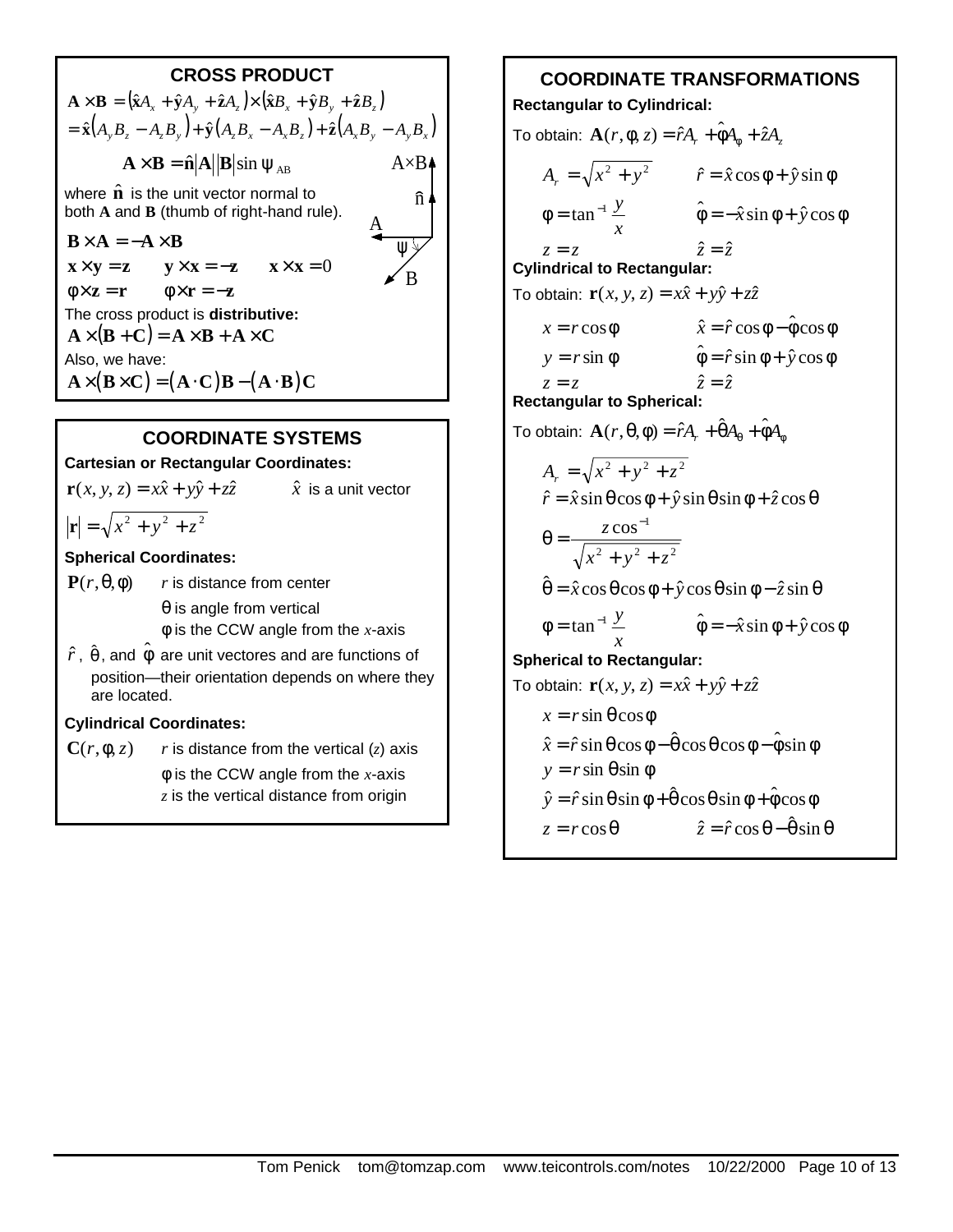## CROSS PRODUCT

$$\mathbf{A} \times \mathbf{B} = (\hat{\mathbf{x}}A_x + \hat{\mathbf{y}}A_y + \hat{\mathbf{z}}A_z) \times (\hat{\mathbf{x}}B_x + \hat{\mathbf{y}}B_y + \hat{\mathbf{z}}B_z)$$

$$= \hat{\mathbf{x}}(A_y B_z - A_z B_y) + \hat{\mathbf{y}}(A_z B_x - A_x B_z) + \hat{\mathbf{z}}(A_x B_y - A_y B_x)$$

$$\mathbf{A} \times \mathbf{B} = \hat{\mathbf{n}} |\mathbf{A}| |\mathbf{B}| \sin \psi_{AB}$$

where $\hat{\mathbf{n}}$ is the unit vector normal to both **A** and **B** (thumb of right-hand rule).

$\mathbf{B} \times \mathbf{A} = -\mathbf{A} \times \mathbf{B}$

$\mathbf{x} \times \mathbf{y} = \mathbf{z} \qquad \mathbf{y} \times \mathbf{x} = -\mathbf{z} \qquad \mathbf{x} \times \mathbf{x} = 0$

$\phi \times \mathbf{z} = \mathbf{r} \qquad \phi \times \mathbf{r} = -\mathbf{z}$

The cross product is **distributive:**

$$\mathbf{A} \times (\mathbf{B} + \mathbf{C}) = \mathbf{A} \times \mathbf{B} + \mathbf{A} \times \mathbf{C}$$

Also, we have:

$$\mathbf{A} \times (\mathbf{B} \times \mathbf{C}) = (\mathbf{A} \cdot \mathbf{C})\mathbf{B} - (\mathbf{A} \cdot \mathbf{B})\mathbf{C}$$

## COORDINATE SYSTEMS

**Cartesian or Rectangular Coordinates:**

$\mathbf{r}(x, y, z) = x\hat{x} + y\hat{y} + z\hat{z} \qquad \hat{x}$ is a unit vector

$$|\mathbf{r}| = \sqrt{x^2 + y^2 + z^2}$$

**Spherical Coordinates:**

$\mathbf{P}(r, \theta, \phi)$ — $r$ is distance from center
- $\theta$ is angle from vertical
- $\phi$ is the CCW angle from the $x$-axis

$\hat{r}$, $\hat{\theta}$, and $\hat{\phi}$ are unit vectores and are functions of position—their orientation depends on where they are located.

**Cylindrical Coordinates:**

$\mathbf{C}(r, \phi, z)$ — $r$ is distance from the vertical ($z$) axis
- $\phi$ is the CCW angle from the $x$-axis
- $z$ is the vertical distance from origin

## COORDINATE TRANSFORMATIONS

**Rectangular to Cylindrical:**

To obtain: $\mathbf{A}(r, \phi, z) = \hat{r}A_r + \hat{\phi}A_\phi + \hat{z}A_z$

$A_r = \sqrt{x^2 + y^2} \qquad \hat{r} = \hat{x}\cos\phi + \hat{y}\sin\phi$

$\phi = \tan^{-1}\dfrac{y}{x} \qquad \hat{\phi} = -\hat{x}\sin\phi + \hat{y}\cos\phi$

$z = z \qquad \hat{z} = \hat{z}$

**Cylindrical to Rectangular:**

To obtain: $\mathbf{r}(x, y, z) = x\hat{x} + y\hat{y} + z\hat{z}$

$x = r\cos\phi \qquad \hat{x} = \hat{r}\cos\phi - \hat{\phi}\cos\phi$

$y = r\sin\phi \qquad \hat{\phi} = \hat{r}\sin\phi + \hat{y}\cos\phi$

$z = z \qquad \hat{z} = \hat{z}$

**Rectangular to Spherical:**

To obtain: $\mathbf{A}(r, \theta, \phi) = \hat{r}A_r + \hat{\theta}A_\theta + \hat{\phi}A_\phi$

$A_r = \sqrt{x^2 + y^2 + z^2}$

$\hat{r} = \hat{x}\sin\theta\cos\phi + \hat{y}\sin\theta\sin\phi + \hat{z}\cos\theta$

$\theta = \dfrac{z\cos^{-1}}{\sqrt{x^2 + y^2 + z^2}}$

$\hat{\theta} = \hat{x}\cos\theta\cos\phi + \hat{y}\cos\theta\sin\phi - \hat{z}\sin\theta$

$\phi = \tan^{-1}\dfrac{y}{x} \qquad \hat{\phi} = -\hat{x}\sin\phi + \hat{y}\cos\phi$

**Spherical to Rectangular:**

To obtain: $\mathbf{r}(x, y, z) = x\hat{x} + y\hat{y} + z\hat{z}$

$x = r\sin\theta\cos\phi$

$\hat{x} = \hat{r}\sin\theta\cos\phi - \hat{\theta}\cos\theta\cos\phi - \hat{\phi}\sin\phi$

$y = r\sin\theta\sin\phi$

$\hat{y} = \hat{r}\sin\theta\sin\phi + \hat{\theta}\cos\theta\sin\phi + \hat{\phi}\cos\phi$

$z = r\cos\theta \qquad \hat{z} = \hat{r}\cos\theta - \hat{\theta}\sin\theta$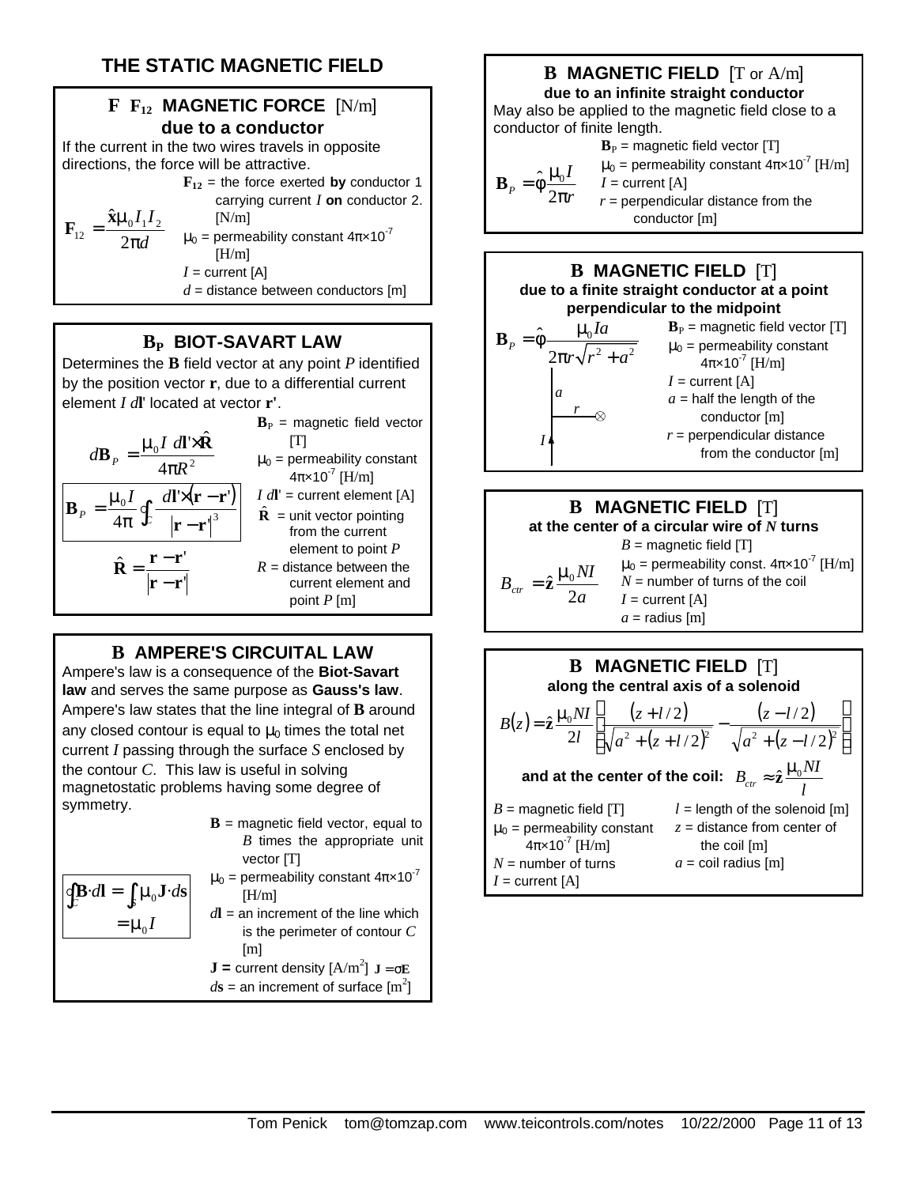# THE STATIC MAGNETIC FIELD

## F F₁₂ MAGNETIC FORCE [N/m] due to a conductor

If the current in the two wires travels in opposite directions, the force will be attractive.

$$\mathbf{F}_{12} = \frac{\hat{\mathbf{x}}\mu_0 I_1 I_2}{2\pi d}$$

- $\mathbf{F}_{12}$ = the force exerted **by** conductor 1 carrying current $I$ **on** conductor 2. [N/m]
- $\mu_0$ = permeability constant $4\pi\times10^{-7}$ [H/m]
- $I$ = current [A]
- $d$ = distance between conductors [m]

## $\mathbf{B}_P$ BIOT-SAVART LAW

Determines the **B** field vector at any point $P$ identified by the position vector **r**, due to a differential current element $I\,d\mathbf{l}'$ located at vector $\mathbf{r}'$.

$$d\mathbf{B}_P = \frac{\mu_0 I\ d\mathbf{l}'\times\hat{\mathbf{R}}}{4\pi R^2}$$

$$\mathbf{B}_P = \frac{\mu_0 I}{4\pi}\oint_C \frac{d\mathbf{l}'\times(\mathbf{r}-\mathbf{r}')}{|\mathbf{r}-\mathbf{r}'|^3}$$

$$\hat{\mathbf{R}} = \frac{\mathbf{r}-\mathbf{r}'}{|\mathbf{r}-\mathbf{r}'|}$$

- $\mathbf{B}_P$ = magnetic field vector [T]
- $\mu_0$ = permeability constant $4\pi\times10^{-7}$ [H/m]
- $I\,d\mathbf{l}'$ = current element [A]
- $\hat{\mathbf{R}}$ = unit vector pointing from the current element to point $P$
- $R$ = distance between the current element and point $P$ [m]

## B AMPERE'S CIRCUITAL LAW

Ampere's law is a consequence of the **Biot-Savart law** and serves the same purpose as **Gauss's law**. Ampere's law states that the line integral of **B** around any closed contour is equal to $\mu_0$ times the total net current $I$ passing through the surface $S$ enclosed by the contour $C$. This law is useful in solving magnetostatic problems having some degree of symmetry.

$$\oint_C \mathbf{B}\cdot d\mathbf{l} = \int_S \mu_0 \mathbf{J}\cdot d\mathbf{s} = \mu_0 I$$

- $\mathbf{B}$ = magnetic field vector, equal to $B$ times the appropriate unit vector [T]
- $\mu_0$ = permeability constant $4\pi\times10^{-7}$ [H/m]
- $d\mathbf{l}$ = an increment of the line which is the perimeter of contour $C$ [m]
- $\mathbf{J}$ = current density [A/m²] $\mathbf{J} = \sigma\mathbf{E}$
- $d\mathbf{s}$ = an increment of surface [m²]

## B MAGNETIC FIELD [T or A/m] due to an infinite straight conductor

May also be applied to the magnetic field close to a conductor of finite length.

$$\mathbf{B}_P = \hat{\boldsymbol{\phi}}\frac{\mu_0 I}{2\pi r}$$

- $\mathbf{B}_P$ = magnetic field vector [T]
- $\mu_0$ = permeability constant $4\pi\times10^{-7}$ [H/m]
- $I$ = current [A]
- $r$ = perpendicular distance from the conductor [m]

## B MAGNETIC FIELD [T] due to a finite straight conductor at a point perpendicular to the midpoint

$$\mathbf{B}_P = \hat{\boldsymbol{\phi}}\frac{\mu_0 I a}{2\pi r\sqrt{r^2+a^2}}$$

- $\mathbf{B}_P$ = magnetic field vector [T]
- $\mu_0$ = permeability constant $4\pi\times10^{-7}$ [H/m]
- $I$ = current [A]
- $a$ = half the length of the conductor [m]
- $r$ = perpendicular distance from the conductor [m]

## B MAGNETIC FIELD [T] at the center of a circular wire of *N* turns

$$B_{ctr} = \hat{\mathbf{z}}\frac{\mu_0 N I}{2a}$$

- $B$ = magnetic field [T]
- $\mu_0$ = permeability const. $4\pi\times10^{-7}$ [H/m]
- $N$ = number of turns of the coil
- $I$ = current [A]
- $a$ = radius [m]

## B MAGNETIC FIELD [T] along the central axis of a solenoid

$$B(z) = \hat{\mathbf{z}}\frac{\mu_0 N I}{2l}\left[\frac{(z+l/2)}{\sqrt{a^2+(z+l/2)^2}} - \frac{(z-l/2)}{\sqrt{a^2+(z-l/2)^2}}\right]$$

**and at the center of the coil:** $B_{ctr} \approx \hat{\mathbf{z}}\frac{\mu_0 N I}{l}$

- $B$ = magnetic field [T]
- $\mu_0$ = permeability constant $4\pi\times10^{-7}$ [H/m]
- $N$ = number of turns
- $I$ = current [A]
- $l$ = length of the solenoid [m]
- $z$ = distance from center of the coil [m]
- $a$ = coil radius [m]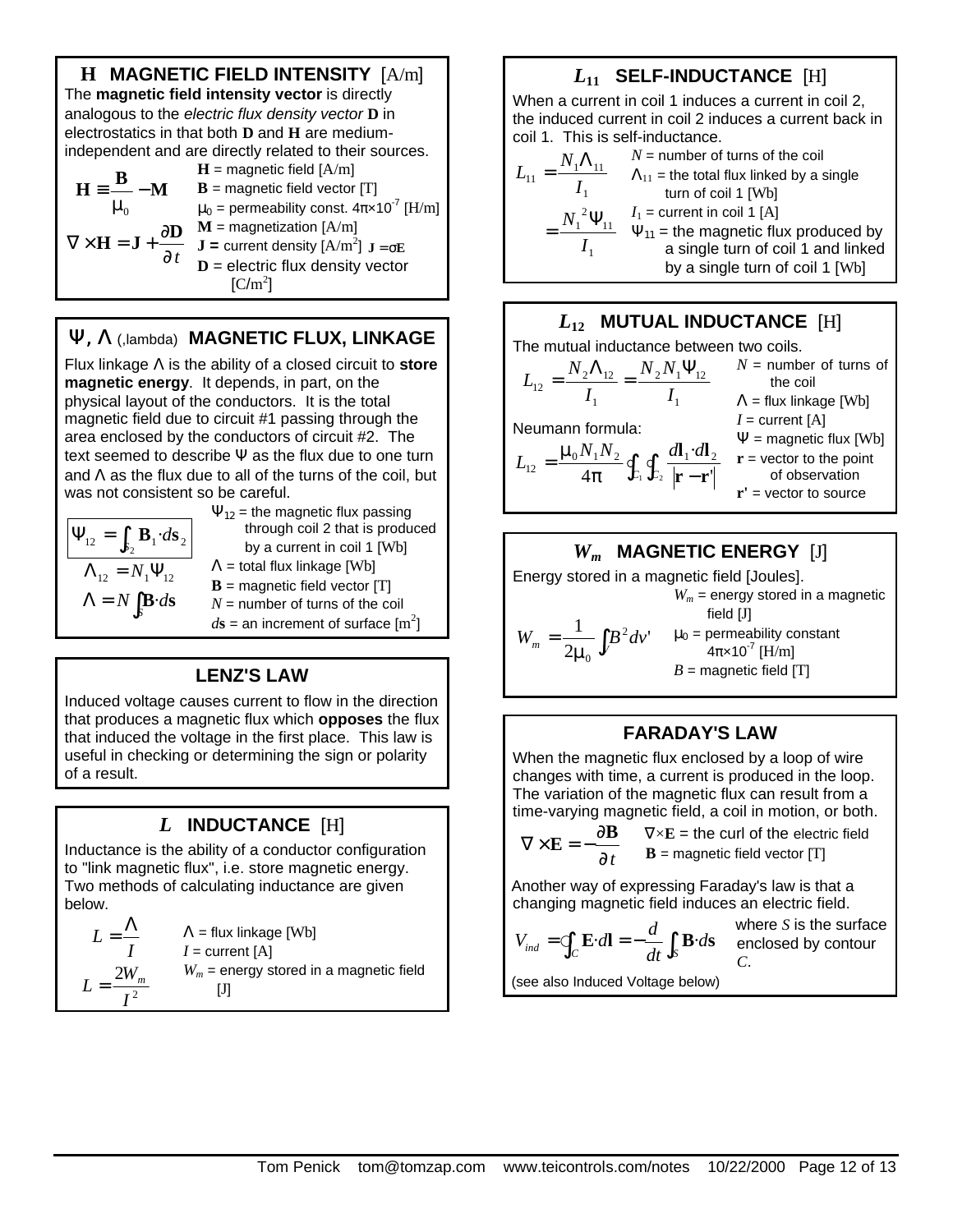## $\mathbf{H}$ MAGNETIC FIELD INTENSITY [A/m]

The **magnetic field intensity vector** is directly analogous to the *electric flux density vector* $\mathbf{D}$ in electrostatics in that both $\mathbf{D}$ and $\mathbf{H}$ are medium-independent and are directly related to their sources.

$$\mathbf{H} \equiv \frac{\mathbf{B}}{\mu_0} - \mathbf{M}$$

$$\nabla \times \mathbf{H} = \mathbf{J} + \frac{\partial \mathbf{D}}{\partial t}$$

$\mathbf{H}$ = magnetic field [A/m]
$\mathbf{B}$ = magnetic field vector [T]
$\mu_0$ = permeability const. $4\pi \times 10^{-7}$ [H/m]
$\mathbf{M}$ = magnetization [A/m]
$\mathbf{J}$ = current density [A/m²] $\mathbf{J} = \sigma \mathbf{E}$
$\mathbf{D}$ = electric flux density vector [C/m²]

## $\Psi$, $\Lambda$ (,lambda) MAGNETIC FLUX, LINKAGE

Flux linkage $\Lambda$ is the ability of a closed circuit to **store magnetic energy**. It depends, in part, on the physical layout of the conductors. It is the total magnetic field due to circuit #1 passing through the area enclosed by the conductors of circuit #2. The text seemed to describe $\Psi$ as the flux due to one turn and $\Lambda$ as the flux due to all of the turns of the coil, but was not consistent so be careful.

$$\Psi_{12} = \int_{S_2} \mathbf{B}_1 \cdot d\mathbf{s}_2$$

$$\Lambda_{12} = N_1 \Psi_{12}$$

$$\Lambda = N \int_S \mathbf{B} \cdot d\mathbf{s}$$

$\Psi_{12}$ = the magnetic flux passing through coil 2 that is produced by a current in coil 1 [Wb]
$\Lambda$ = total flux linkage [Wb]
$\mathbf{B}$ = magnetic field vector [T]
$N$ = number of turns of the coil
$d\mathbf{s}$ = an increment of surface [m²]

## LENZ'S LAW

Induced voltage causes current to flow in the direction that produces a magnetic flux which **opposes** the flux that induced the voltage in the first place. This law is useful in checking or determining the sign or polarity of a result.

## $L$ INDUCTANCE [H]

Inductance is the ability of a conductor configuration to "link magnetic flux", i.e. store magnetic energy. Two methods of calculating inductance are given below.

$$L = \frac{\Lambda}{I}$$

$$L = \frac{2W_m}{I^2}$$

$\Lambda$ = flux linkage [Wb]
$I$ = current [A]
$W_m$ = energy stored in a magnetic field [J]

## $L_{11}$ SELF-INDUCTANCE [H]

When a current in coil 1 induces a current in coil 2, the induced current in coil 2 induces a current back in coil 1. This is self-inductance.

$$L_{11} = \frac{N_1 \Lambda_{11}}{I_1} = \frac{N_1^{\,2} \Psi_{11}}{I_1}$$

$N$ = number of turns of the coil
$\Lambda_{11}$ = the total flux linked by a single turn of coil 1 [Wb]
$I_1$ = current in coil 1 [A]
$\Psi_{11}$ = the magnetic flux produced by a single turn of coil 1 and linked by a single turn of coil 1 [Wb]

## $L_{12}$ MUTUAL INDUCTANCE [H]

The mutual inductance between two coils.

$$L_{12} = \frac{N_2 \Lambda_{12}}{I_1} = \frac{N_2 N_1 \Psi_{12}}{I_1}$$

Neumann formula:

$$L_{12} = \frac{\mu_0 N_1 N_2}{4\pi} \oint_{C_1} \oint_{C_2} \frac{d\mathbf{l}_1 \cdot d\mathbf{l}_2}{|\mathbf{r} - \mathbf{r}'|}$$

$N$ = number of turns of the coil
$\Lambda$ = flux linkage [Wb]
$I$ = current [A]
$\Psi$ = magnetic flux [Wb]
$\mathbf{r}$ = vector to the point of observation
$\mathbf{r}'$ = vector to source

## $W_m$ MAGNETIC ENERGY [J]

Energy stored in a magnetic field [Joules].

$$W_m = \frac{1}{2\mu_0} \int_V B^2 dv'$$

$W_m$ = energy stored in a magnetic field [J]
$\mu_0$ = permeability constant $4\pi \times 10^{-7}$ [H/m]
$B$ = magnetic field [T]

## FARADAY'S LAW

When the magnetic flux enclosed by a loop of wire changes with time, a current is produced in the loop. The variation of the magnetic flux can result from a time-varying magnetic field, a coil in motion, or both.

$$\nabla \times \mathbf{E} = -\frac{\partial \mathbf{B}}{\partial t}$$

$\nabla \times \mathbf{E}$ = the curl of the electric field
$\mathbf{B}$ = magnetic field vector [T]

Another way of expressing Faraday's law is that a changing magnetic field induces an electric field.

$$V_{ind} = \oint_C \mathbf{E} \cdot d\mathbf{l} = -\frac{d}{dt} \int_S \mathbf{B} \cdot d\mathbf{s}$$

where $S$ is the surface enclosed by contour $C$.

(see also Induced Voltage below)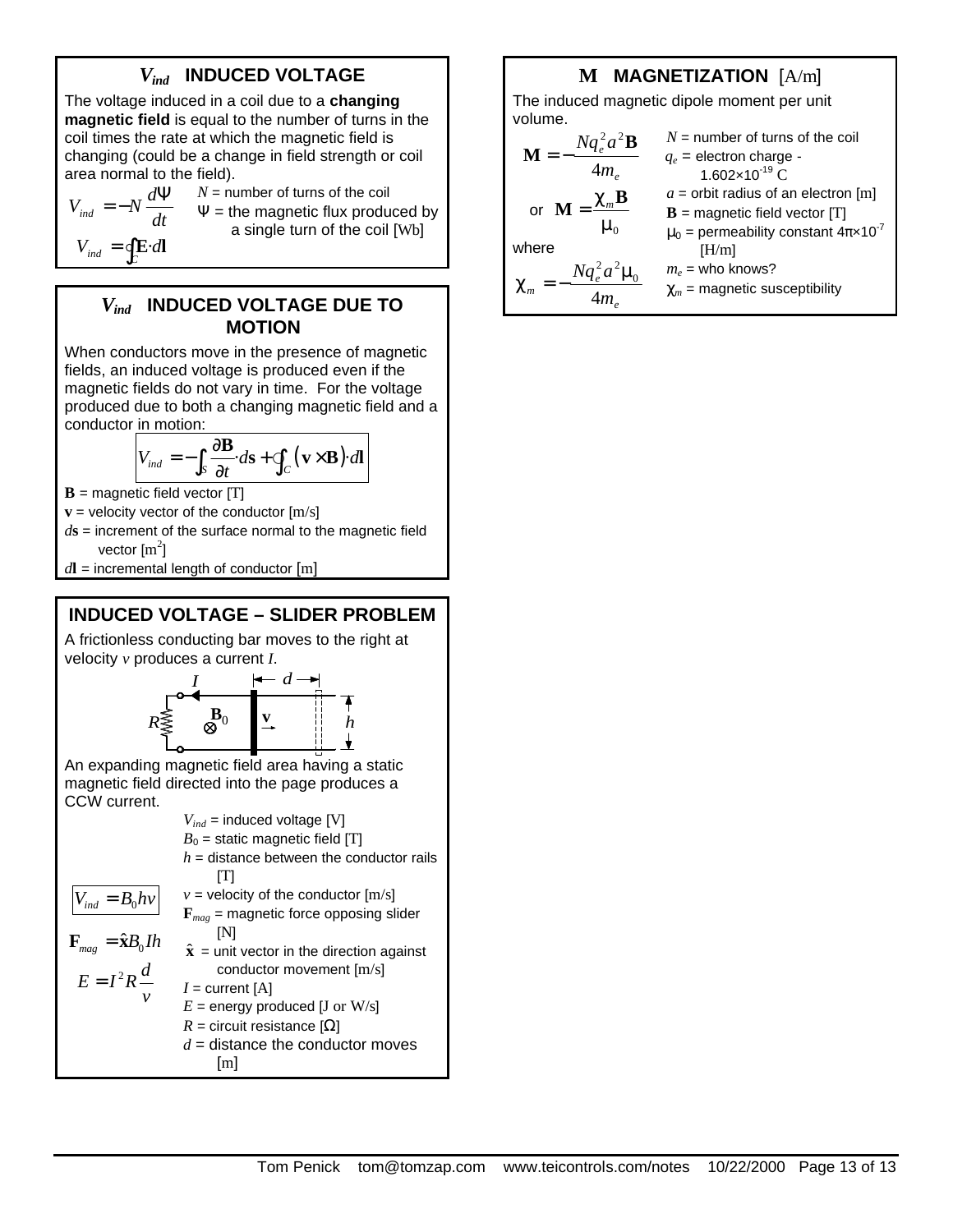## $V_{ind}$ INDUCED VOLTAGE

The voltage induced in a coil due to a **changing magnetic field** is equal to the number of turns in the coil times the rate at which the magnetic field is changing (could be a change in field strength or coil area normal to the field).

$$V_{ind} = -N\frac{d\Psi}{dt}$$

$$V_{ind} = \oint_C \mathbf{E} \cdot d\mathbf{l}$$

$N$ = number of turns of the coil
$\Psi$ = the magnetic flux produced by a single turn of the coil [Wb]

## $V_{ind}$ INDUCED VOLTAGE DUE TO MOTION

When conductors move in the presence of magnetic fields, an induced voltage is produced even if the magnetic fields do not vary in time. For the voltage produced due to both a changing magnetic field and a conductor in motion:

$$V_{ind} = -\int_S \frac{\partial \mathbf{B}}{\partial t} \cdot d\mathbf{s} + \oint_C (\mathbf{v} \times \mathbf{B}) \cdot d\mathbf{l}$$

$\mathbf{B}$ = magnetic field vector [T]
$\mathbf{v}$ = velocity vector of the conductor [m/s]
$d\mathbf{s}$ = increment of the surface normal to the magnetic field vector [$m^2$]
$d\mathbf{l}$ = incremental length of conductor [m]

## INDUCED VOLTAGE – SLIDER PROBLEM

A frictionless conducting bar moves to the right at velocity $v$ produces a current $I$.

I
d
R
$\mathbf{B}_0$
$\mathbf{v}$
h

An expanding magnetic field area having a static magnetic field directed into the page produces a CCW current.

$$V_{ind} = B_0 h v$$

$$\mathbf{F}_{mag} = \hat{\mathbf{x}} B_0 I h$$

$$E = I^2 R \frac{d}{v}$$

$V_{ind}$ = induced voltage [V]
$B_0$ = static magnetic field [T]
$h$ = distance between the conductor rails [T]
$v$ = velocity of the conductor [m/s]
$\mathbf{F}_{mag}$ = magnetic force opposing slider [N]
$\hat{\mathbf{x}}$ = unit vector in the direction against conductor movement [m/s]
$I$ = current [A]
$E$ = energy produced [J or W/s]
$R$ = circuit resistance [Ω]
$d$ = distance the conductor moves [m]

## M MAGNETIZATION [A/m]

The induced magnetic dipole moment per unit volume.

$$\mathbf{M} = -\frac{N q_e^2 a^2 \mathbf{B}}{4 m_e}$$

or $$\mathbf{M} = \frac{\chi_m \mathbf{B}}{\mu_0}$$

where

$$\chi_m = -\frac{N q_e^2 a^2 \mu_0}{4 m_e}$$

$N$ = number of turns of the coil
$q_e$ = electron charge - $1.602\times10^{-19}$ C
$a$ = orbit radius of an electron [m]
$\mathbf{B}$ = magnetic field vector [T]
$\mu_0$ = permeability constant $4\pi\times10^{-7}$ [H/m]
$m_e$ = who knows?
$\chi_m$ = magnetic susceptibility